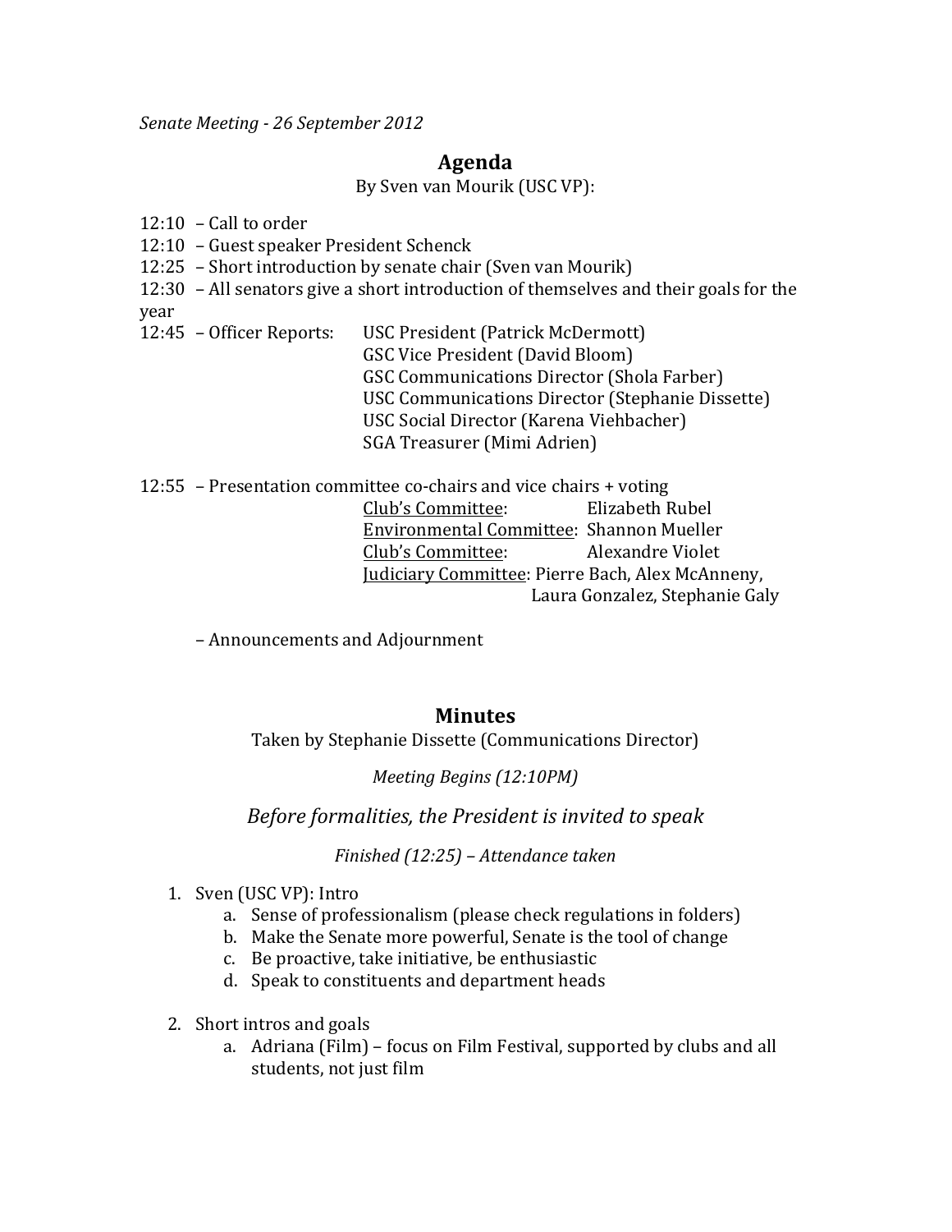*Senate Meeting - 26 September 2012*

## Agenda

By Sven van Mourik (USC VP):

12:10 – Call to order
12:10 – Guest speaker President Schenck
12:25 – Short introduction by senate chair (Sven van Mourik)
12:30 – All senators give a short introduction of themselves and their goals for the year
12:45 – Officer Reports:
- USC President (Patrick McDermott)
- GSC Vice President (David Bloom)
- GSC Communications Director (Shola Farber)
- USC Communications Director (Stephanie Dissette)
- USC Social Director (Karena Viehbacher)
- SGA Treasurer (Mimi Adrien)

12:55 – Presentation committee co-chairs and vice chairs + voting
- <u>Club's Committee</u>: Elizabeth Rubel
- <u>Environmental Committee</u>: Shannon Mueller
- <u>Club's Committee</u>: Alexandre Violet
- <u>Judiciary Committee</u>: Pierre Bach, Alex McAnneny, Laura Gonzalez, Stephanie Galy

– Announcements and Adjournment

## Minutes

Taken by Stephanie Dissette (Communications Director)

*Meeting Begins (12:10PM)*

*Before formalities, the President is invited to speak*

*Finished (12:25) – Attendance taken*

1. Sven (USC VP): Intro
   a. Sense of professionalism (please check regulations in folders)
   b. Make the Senate more powerful, Senate is the tool of change
   c. Be proactive, take initiative, be enthusiastic
   d. Speak to constituents and department heads

2. Short intros and goals
   a. Adriana (Film) – focus on Film Festival, supported by clubs and all students, not just film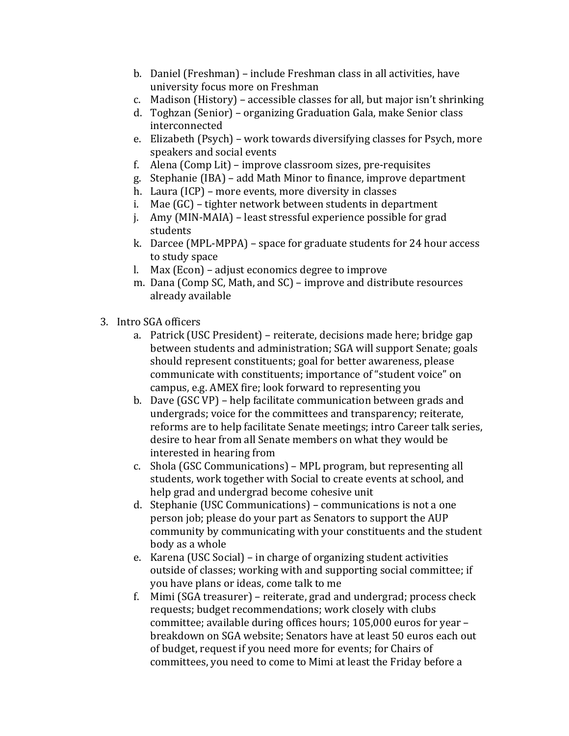b. Daniel (Freshman) – include Freshman class in all activities, have university focus more on Freshman
c. Madison (History) – accessible classes for all, but major isn't shrinking
d. Toghzan (Senior) – organizing Graduation Gala, make Senior class interconnected
e. Elizabeth (Psych) – work towards diversifying classes for Psych, more speakers and social events
f. Alena (Comp Lit) – improve classroom sizes, pre-requisites
g. Stephanie (IBA) – add Math Minor to finance, improve department
h. Laura (ICP) – more events, more diversity in classes
i. Mae (GC) – tighter network between students in department
j. Amy (MIN-MAIA) – least stressful experience possible for grad students
k. Darcee (MPL-MPPA) – space for graduate students for 24 hour access to study space
l. Max (Econ) – adjust economics degree to improve
m. Dana (Comp SC, Math, and SC) – improve and distribute resources already available

3. Intro SGA officers
   a. Patrick (USC President) – reiterate, decisions made here; bridge gap between students and administration; SGA will support Senate; goals should represent constituents; goal for better awareness, please communicate with constituents; importance of "student voice" on campus, e.g. AMEX fire; look forward to representing you
   b. Dave (GSC VP) – help facilitate communication between grads and undergrads; voice for the committees and transparency; reiterate, reforms are to help facilitate Senate meetings; intro Career talk series, desire to hear from all Senate members on what they would be interested in hearing from
   c. Shola (GSC Communications) – MPL program, but representing all students, work together with Social to create events at school, and help grad and undergrad become cohesive unit
   d. Stephanie (USC Communications) – communications is not a one person job; please do your part as Senators to support the AUP community by communicating with your constituents and the student body as a whole
   e. Karena (USC Social) – in charge of organizing student activities outside of classes; working with and supporting social committee; if you have plans or ideas, come talk to me
   f. Mimi (SGA treasurer) – reiterate, grad and undergrad; process check requests; budget recommendations; work closely with clubs committee; available during offices hours; 105,000 euros for year – breakdown on SGA website; Senators have at least 50 euros each out of budget, request if you need more for events; for Chairs of committees, you need to come to Mimi at least the Friday before a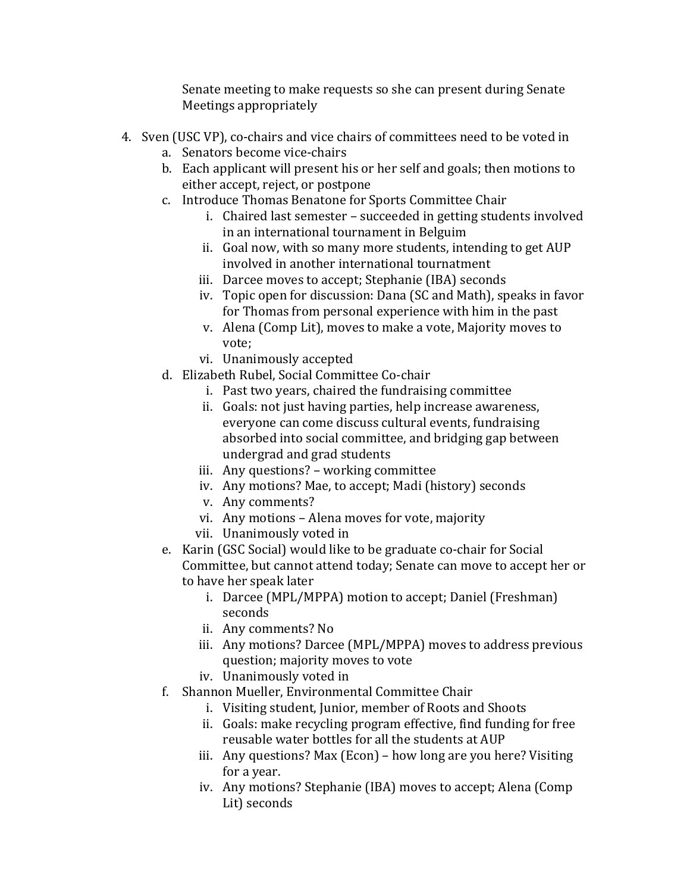Senate meeting to make requests so she can present during Senate Meetings appropriately

4. Sven (USC VP), co-chairs and vice chairs of committees need to be voted in
   a. Senators become vice-chairs
   b. Each applicant will present his or her self and goals; then motions to either accept, reject, or postpone
   c. Introduce Thomas Benatone for Sports Committee Chair
      i. Chaired last semester – succeeded in getting students involved in an international tournament in Belguim
      ii. Goal now, with so many more students, intending to get AUP involved in another international tournatment
      iii. Darcee moves to accept; Stephanie (IBA) seconds
      iv. Topic open for discussion: Dana (SC and Math), speaks in favor for Thomas from personal experience with him in the past
      v. Alena (Comp Lit), moves to make a vote, Majority moves to vote;
      vi. Unanimously accepted
   d. Elizabeth Rubel, Social Committee Co-chair
      i. Past two years, chaired the fundraising committee
      ii. Goals: not just having parties, help increase awareness, everyone can come discuss cultural events, fundraising absorbed into social committee, and bridging gap between undergrad and grad students
      iii. Any questions? – working committee
      iv. Any motions? Mae, to accept; Madi (history) seconds
      v. Any comments?
      vi. Any motions – Alena moves for vote, majority
      vii. Unanimously voted in
   e. Karin (GSC Social) would like to be graduate co-chair for Social Committee, but cannot attend today; Senate can move to accept her or to have her speak later
      i. Darcee (MPL/MPPA) motion to accept; Daniel (Freshman) seconds
      ii. Any comments? No
      iii. Any motions? Darcee (MPL/MPPA) moves to address previous question; majority moves to vote
      iv. Unanimously voted in
   f. Shannon Mueller, Environmental Committee Chair
      i. Visiting student, Junior, member of Roots and Shoots
      ii. Goals: make recycling program effective, find funding for free reusable water bottles for all the students at AUP
      iii. Any questions? Max (Econ) – how long are you here? Visiting for a year.
      iv. Any motions? Stephanie (IBA) moves to accept; Alena (Comp Lit) seconds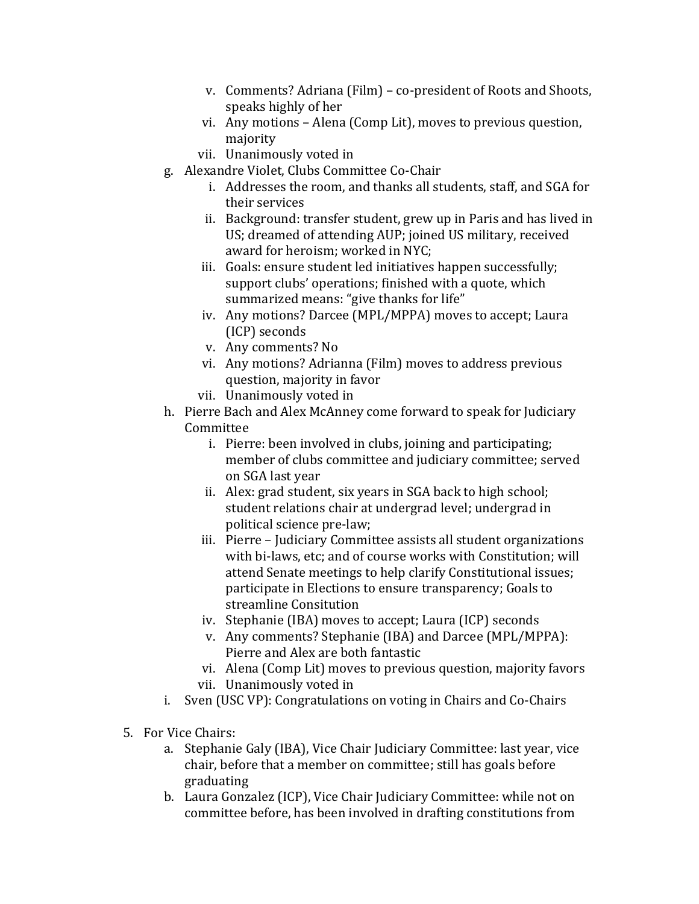v. Comments? Adriana (Film) – co-president of Roots and Shoots, speaks highly of her
    vi. Any motions – Alena (Comp Lit), moves to previous question, majority
    vii. Unanimously voted in

  g. Alexandre Violet, Clubs Committee Co-Chair
    i. Addresses the room, and thanks all students, staff, and SGA for their services
    ii. Background: transfer student, grew up in Paris and has lived in US; dreamed of attending AUP; joined US military, received award for heroism; worked in NYC;
    iii. Goals: ensure student led initiatives happen successfully; support clubs' operations; finished with a quote, which summarized means: "give thanks for life"
    iv. Any motions? Darcee (MPL/MPPA) moves to accept; Laura (ICP) seconds
    v. Any comments? No
    vi. Any motions? Adrianna (Film) moves to address previous question, majority in favor
    vii. Unanimously voted in

  h. Pierre Bach and Alex McAnney come forward to speak for Judiciary Committee
    i. Pierre: been involved in clubs, joining and participating; member of clubs committee and judiciary committee; served on SGA last year
    ii. Alex: grad student, six years in SGA back to high school; student relations chair at undergrad level; undergrad in political science pre-law;
    iii. Pierre – Judiciary Committee assists all student organizations with bi-laws, etc; and of course works with Constitution; will attend Senate meetings to help clarify Constitutional issues; participate in Elections to ensure transparency; Goals to streamline Consitution
    iv. Stephanie (IBA) moves to accept; Laura (ICP) seconds
    v. Any comments? Stephanie (IBA) and Darcee (MPL/MPPA): Pierre and Alex are both fantastic
    vi. Alena (Comp Lit) moves to previous question, majority favors
    vii. Unanimously voted in

  i. Sven (USC VP): Congratulations on voting in Chairs and Co-Chairs

5. For Vice Chairs:
  a. Stephanie Galy (IBA), Vice Chair Judiciary Committee: last year, vice chair, before that a member on committee; still has goals before graduating
  b. Laura Gonzalez (ICP), Vice Chair Judiciary Committee: while not on committee before, has been involved in drafting constitutions from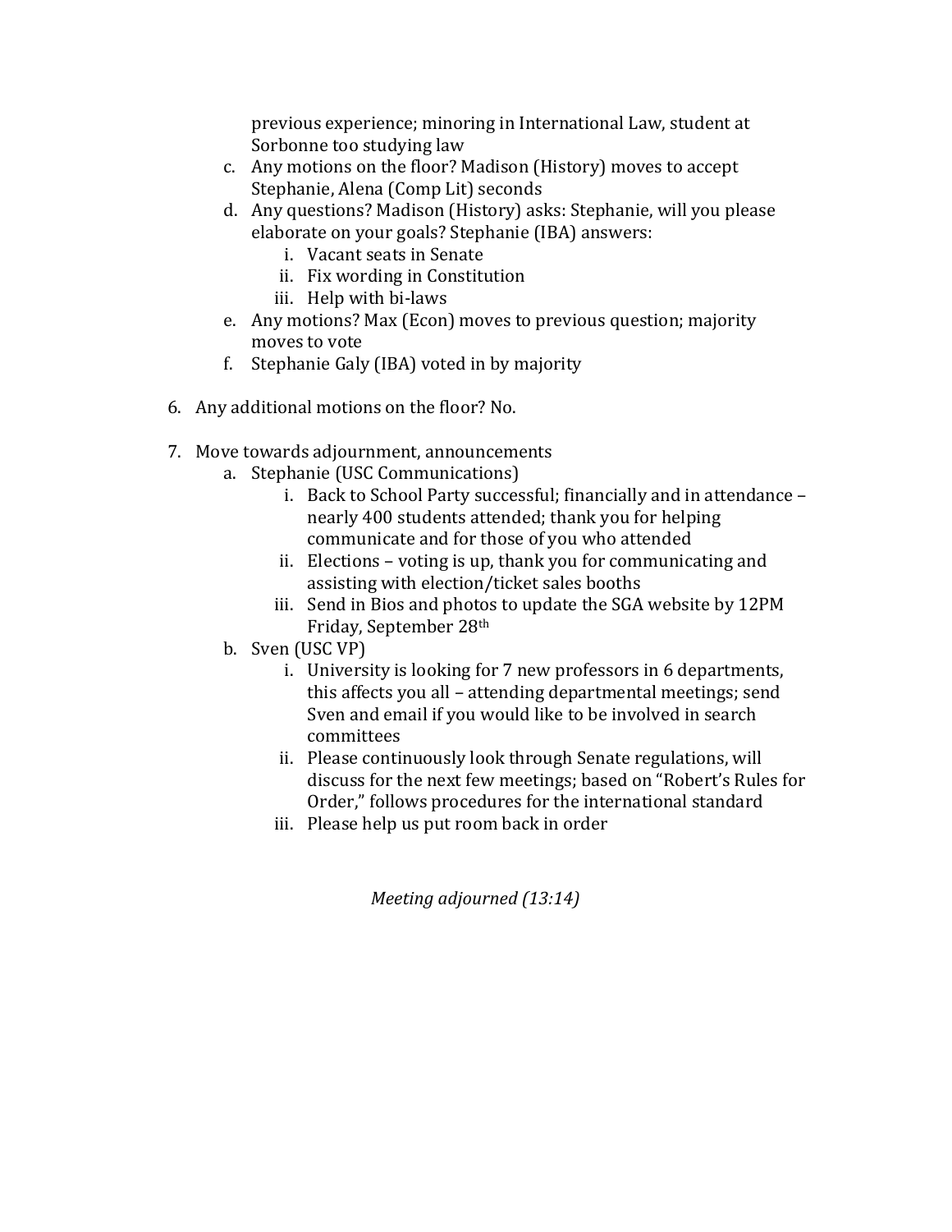previous experience; minoring in International Law, student at Sorbonne too studying law

c. Any motions on the floor? Madison (History) moves to accept Stephanie, Alena (Comp Lit) seconds
d. Any questions? Madison (History) asks: Stephanie, will you please elaborate on your goals? Stephanie (IBA) answers:
   i. Vacant seats in Senate
   ii. Fix wording in Constitution
   iii. Help with bi-laws
e. Any motions? Max (Econ) moves to previous question; majority moves to vote
f. Stephanie Galy (IBA) voted in by majority

6. Any additional motions on the floor? No.

7. Move towards adjournment, announcements
   a. Stephanie (USC Communications)
      i. Back to School Party successful; financially and in attendance – nearly 400 students attended; thank you for helping communicate and for those of you who attended
      ii. Elections – voting is up, thank you for communicating and assisting with election/ticket sales booths
      iii. Send in Bios and photos to update the SGA website by 12PM Friday, September 28th
   b. Sven (USC VP)
      i. University is looking for 7 new professors in 6 departments, this affects you all – attending departmental meetings; send Sven and email if you would like to be involved in search committees
      ii. Please continuously look through Senate regulations, will discuss for the next few meetings; based on "Robert's Rules for Order," follows procedures for the international standard
      iii. Please help us put room back in order

*Meeting adjourned (13:14)*